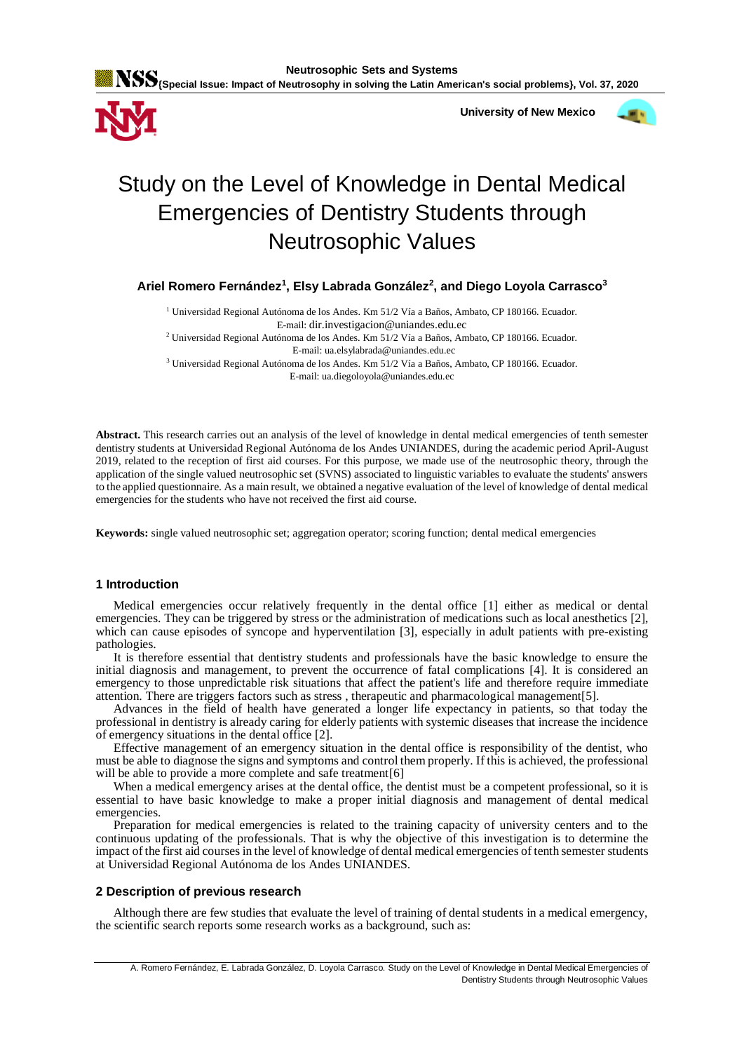# Study on the Level of Knowledge in Dental Medical Emergencies of Dentistry Students through Neutrosophic Values

**Ariel Romero Fernández[1], Elsy Labrada González[2], and Diego Loyola Carrasco[3]**

[1] Universidad Regional Autónoma de los Andes. Km 51/2 Vía a Baños, Ambato, CP 180166. Ecuador. E-mail: dir.investigacion@uniandes.edu.ec

[2] Universidad Regional Autónoma de los Andes. Km 51/2 Vía a Baños, Ambato, CP 180166. Ecuador. E-mail: ua.elsylabrada@uniandes.edu.ec

[3] Universidad Regional Autónoma de los Andes. Km 51/2 Vía a Baños, Ambato, CP 180166. Ecuador. E-mail: ua.diegoloyola@uniandes.edu.ec

**Abstract.** This research carries out an analysis of the level of knowledge in dental medical emergencies of tenth semester dentistry students at Universidad Regional Autónoma de los Andes UNIANDES, during the academic period April-August 2019, related to the reception of first aid courses. For this purpose, we made use of the neutrosophic theory, through the application of the single valued neutrosophic set (SVNS) associated to linguistic variables to evaluate the students' answers to the applied questionnaire. As a main result, we obtained a negative evaluation of the level of knowledge of dental medical emergencies for the students who have not received the first aid course.

**Keywords:** single valued neutrosophic set; aggregation operator; scoring function; dental medical emergencies

## 1 Introduction

Medical emergencies occur relatively frequently in the dental office [1] either as medical or dental emergencies. They can be triggered by stress or the administration of medications such as local anesthetics [2], which can cause episodes of syncope and hyperventilation [3], especially in adult patients with pre-existing pathologies.

It is therefore essential that dentistry students and professionals have the basic knowledge to ensure the initial diagnosis and management, to prevent the occurrence of fatal complications [4]. It is considered an emergency to those unpredictable risk situations that affect the patient's life and therefore require immediate attention. There are triggers factors such as stress , therapeutic and pharmacological management[5].

Advances in the field of health have generated a longer life expectancy in patients, so that today the professional in dentistry is already caring for elderly patients with systemic diseases that increase the incidence of emergency situations in the dental office [2].

Effective management of an emergency situation in the dental office is responsibility of the dentist, who must be able to diagnose the signs and symptoms and control them properly. If this is achieved, the professional will be able to provide a more complete and safe treatment[6]

When a medical emergency arises at the dental office, the dentist must be a competent professional, so it is essential to have basic knowledge to make a proper initial diagnosis and management of dental medical emergencies.

Preparation for medical emergencies is related to the training capacity of university centers and to the continuous updating of the professionals. That is why the objective of this investigation is to determine the impact of the first aid courses in the level of knowledge of dental medical emergencies of tenth semester students at Universidad Regional Autónoma de los Andes UNIANDES.

## 2 Description of previous research

Although there are few studies that evaluate the level of training of dental students in a medical emergency, the scientific search reports some research works as a background, such as: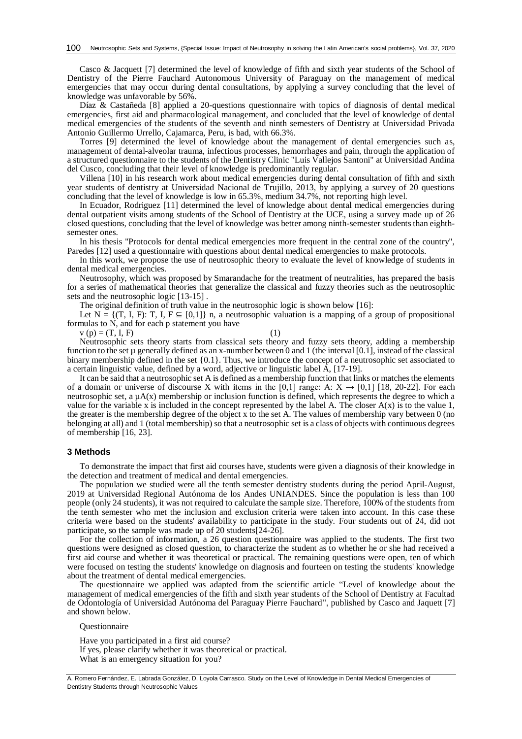Casco & Jacquett [7] determined the level of knowledge of fifth and sixth year students of the School of Dentistry of the Pierre Fauchard Autonomous University of Paraguay on the management of medical emergencies that may occur during dental consultations, by applying a survey concluding that the level of knowledge was unfavorable by 56%.

Díaz & Castañeda [8] applied a 20-questions questionnaire with topics of diagnosis of dental medical emergencies, first aid and pharmacological management, and concluded that the level of knowledge of dental medical emergencies of the students of the seventh and ninth semesters of Dentistry at Universidad Privada Antonio Guillermo Urrello, Cajamarca, Peru, is bad, with 66.3%.

Torres [9] determined the level of knowledge about the management of dental emergencies such as, management of dental-alveolar trauma, infectious processes, hemorrhages and pain, through the application of a structured questionnaire to the students of the Dentistry Clinic "Luis Vallejos Santoni" at Universidad Andina del Cusco, concluding that their level of knowledge is predominantly regular.

Villena [10] in his research work about medical emergencies during dental consultation of fifth and sixth year students of dentistry at Universidad Nacional de Trujillo, 2013, by applying a survey of 20 questions concluding that the level of knowledge is low in 65.3%, medium 34.7%, not reporting high level.

In Ecuador, Rodriguez [11] determined the level of knowledge about dental medical emergencies during dental outpatient visits among students of the School of Dentistry at the UCE, using a survey made up of 26 closed questions, concluding that the level of knowledge was better among ninth-semester students than eighth-semester ones.

In his thesis "Protocols for dental medical emergencies more frequent in the central zone of the country", Paredes [12] used a questionnaire with questions about dental medical emergencies to make protocols.

In this work, we propose the use of neutrosophic theory to evaluate the level of knowledge of students in dental medical emergencies.

Neutrosophy, which was proposed by Smarandache for the treatment of neutralities, has prepared the basis for a series of mathematical theories that generalize the classical and fuzzy theories such as the neutrosophic sets and the neutrosophic logic [13-15] .

The original definition of truth value in the neutrosophic logic is shown below [16]:

Let $N = \{(T, I, F): T, I, F \subseteq [0,1]\}$ n, a neutrosophic valuation is a mapping of a group of propositional formulas to N, and for each p statement you have

$$v(p) = (T, I, F) \quad (1)$$

Neutrosophic sets theory starts from classical sets theory and fuzzy sets theory, adding a membership function to the set μ generally defined as an x-number between 0 and 1 (the interval [0.1], instead of the classical binary membership defined in the set {0.1}. Thus, we introduce the concept of a neutrosophic set associated to a certain linguistic value, defined by a word, adjective or linguistic label A, [17-19].

It can be said that a neutrosophic set A is defined as a membership function that links or matches the elements of a domain or universe of discourse X with items in the [0,1] range: $A: X \rightarrow [0,1]$ [18, 20-22]. For each neutrosophic set, a $\mu A(x)$ membership or inclusion function is defined, which represents the degree to which a value for the variable x is included in the concept represented by the label A. The closer $A(x)$ is to the value 1, the greater is the membership degree of the object x to the set A. The values of membership vary between 0 (no belonging at all) and 1 (total membership) so that a neutrosophic set is a class of objects with continuous degrees of membership [16, 23].

## 3 Methods

To demonstrate the impact that first aid courses have, students were given a diagnosis of their knowledge in the detection and treatment of medical and dental emergencies.

The population we studied were all the tenth semester dentistry students during the period April-August, 2019 at Universidad Regional Autónoma de los Andes UNIANDES. Since the population is less than 100 people (only 24 students), it was not required to calculate the sample size. Therefore, 100% of the students from the tenth semester who met the inclusion and exclusion criteria were taken into account. In this case these criteria were based on the students' availability to participate in the study. Four students out of 24, did not participate, so the sample was made up of 20 students[24-26].

For the collection of information, a 26 question questionnaire was applied to the students. The first two questions were designed as closed question, to characterize the student as to whether he or she had received a first aid course and whether it was theoretical or practical. The remaining questions were open, ten of which were focused on testing the students' knowledge on diagnosis and fourteen on testing the students' knowledge about the treatment of dental medical emergencies.

The questionnaire we applied was adapted from the scientific article "Level of knowledge about the management of medical emergencies of the fifth and sixth year students of the School of Dentistry at Facultad de Odontología of Universidad Autónoma del Paraguay Pierre Fauchard", published by Casco and Jaquett [7] and shown below.

Questionnaire

Have you participated in a first aid course?

If yes, please clarify whether it was theoretical or practical.

What is an emergency situation for you?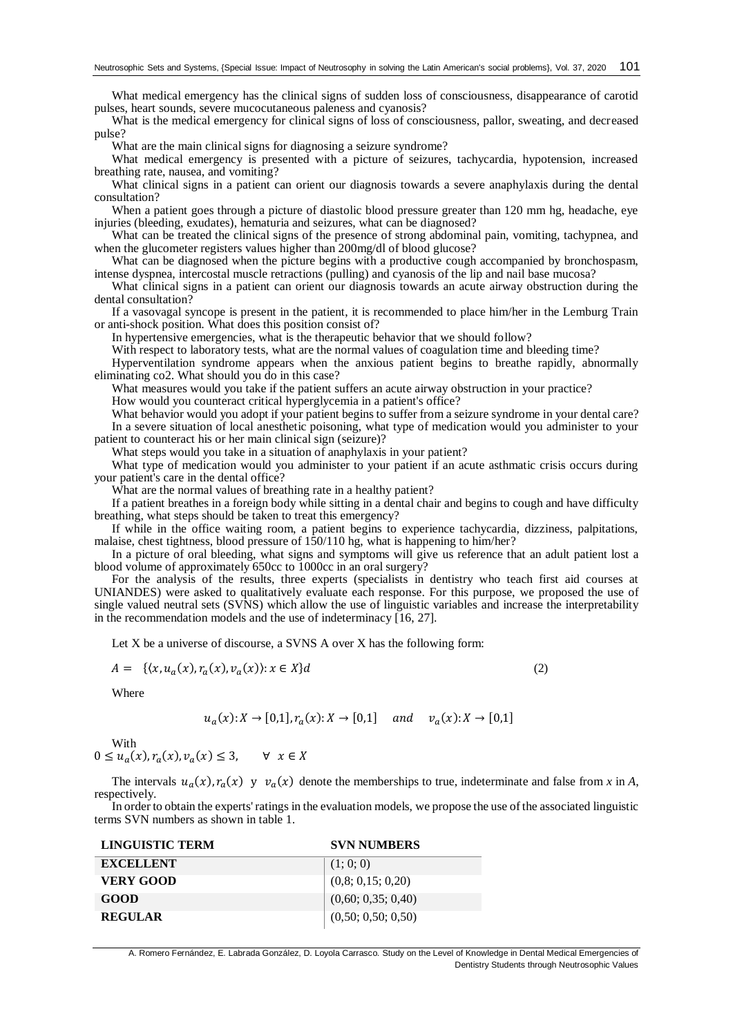What medical emergency has the clinical signs of sudden loss of consciousness, disappearance of carotid pulses, heart sounds, severe mucocutaneous paleness and cyanosis?

What is the medical emergency for clinical signs of loss of consciousness, pallor, sweating, and decreased pulse?

What are the main clinical signs for diagnosing a seizure syndrome?

What medical emergency is presented with a picture of seizures, tachycardia, hypotension, increased breathing rate, nausea, and vomiting?

What clinical signs in a patient can orient our diagnosis towards a severe anaphylaxis during the dental consultation?

When a patient goes through a picture of diastolic blood pressure greater than 120 mm hg, headache, eye injuries (bleeding, exudates), hematuria and seizures, what can be diagnosed?

What can be treated the clinical signs of the presence of strong abdominal pain, vomiting, tachypnea, and when the glucometer registers values higher than 200mg/dl of blood glucose?

What can be diagnosed when the picture begins with a productive cough accompanied by bronchospasm, intense dyspnea, intercostal muscle retractions (pulling) and cyanosis of the lip and nail base mucosa?

What clinical signs in a patient can orient our diagnosis towards an acute airway obstruction during the dental consultation?

If a vasovagal syncope is present in the patient, it is recommended to place him/her in the Lemburg Train or anti-shock position. What does this position consist of?

In hypertensive emergencies, what is the therapeutic behavior that we should follow?

With respect to laboratory tests, what are the normal values of coagulation time and bleeding time?

Hyperventilation syndrome appears when the anxious patient begins to breathe rapidly, abnormally eliminating co2. What should you do in this case?

What measures would you take if the patient suffers an acute airway obstruction in your practice?

How would you counteract critical hyperglycemia in a patient's office?

What behavior would you adopt if your patient begins to suffer from a seizure syndrome in your dental care?

In a severe situation of local anesthetic poisoning, what type of medication would you administer to your patient to counteract his or her main clinical sign (seizure)?

What steps would you take in a situation of anaphylaxis in your patient?

What type of medication would you administer to your patient if an acute asthmatic crisis occurs during your patient's care in the dental office?

What are the normal values of breathing rate in a healthy patient?

If a patient breathes in a foreign body while sitting in a dental chair and begins to cough and have difficulty breathing, what steps should be taken to treat this emergency?

If while in the office waiting room, a patient begins to experience tachycardia, dizziness, palpitations, malaise, chest tightness, blood pressure of 150/110 hg, what is happening to him/her?

In a picture of oral bleeding, what signs and symptoms will give us reference that an adult patient lost a blood volume of approximately 650cc to 1000cc in an oral surgery?

For the analysis of the results, three experts (specialists in dentistry who teach first aid courses at UNIANDES) were asked to qualitatively evaluate each response. For this purpose, we proposed the use of single valued neutral sets (SVNS) which allow the use of linguistic variables and increase the interpretability in the recommendation models and the use of indeterminacy [16, 27].

Let X be a universe of discourse, a SVNS A over X has the following form:

$$A = \{\langle x, u_a(x), r_a(x), v_a(x)\rangle : x \in X\}d \tag{2}$$

Where

$$u_a(x): X \to [0,1], r_a(x): X \to [0,1] \quad and \quad v_a(x): X \to [0,1]$$

With

$0 \leq u_a(x), r_a(x), v_a(x) \leq 3, \quad \forall \ x \in X$

The intervals $u_a(x), r_a(x)$ y $v_a(x)$ denote the memberships to true, indeterminate and false from *x* in *A*, respectively.

In order to obtain the experts' ratings in the evaluation models, we propose the use of the associated linguistic terms SVN numbers as shown in table 1.

| LINGUISTIC TERM | SVN NUMBERS |
|---|---|
| **EXCELLENT** | (1; 0; 0) |
| **VERY GOOD** | (0,8; 0,15; 0,20) |
| **GOOD** | (0,60; 0,35; 0,40) |
| **REGULAR** | (0,50; 0,50; 0,50) |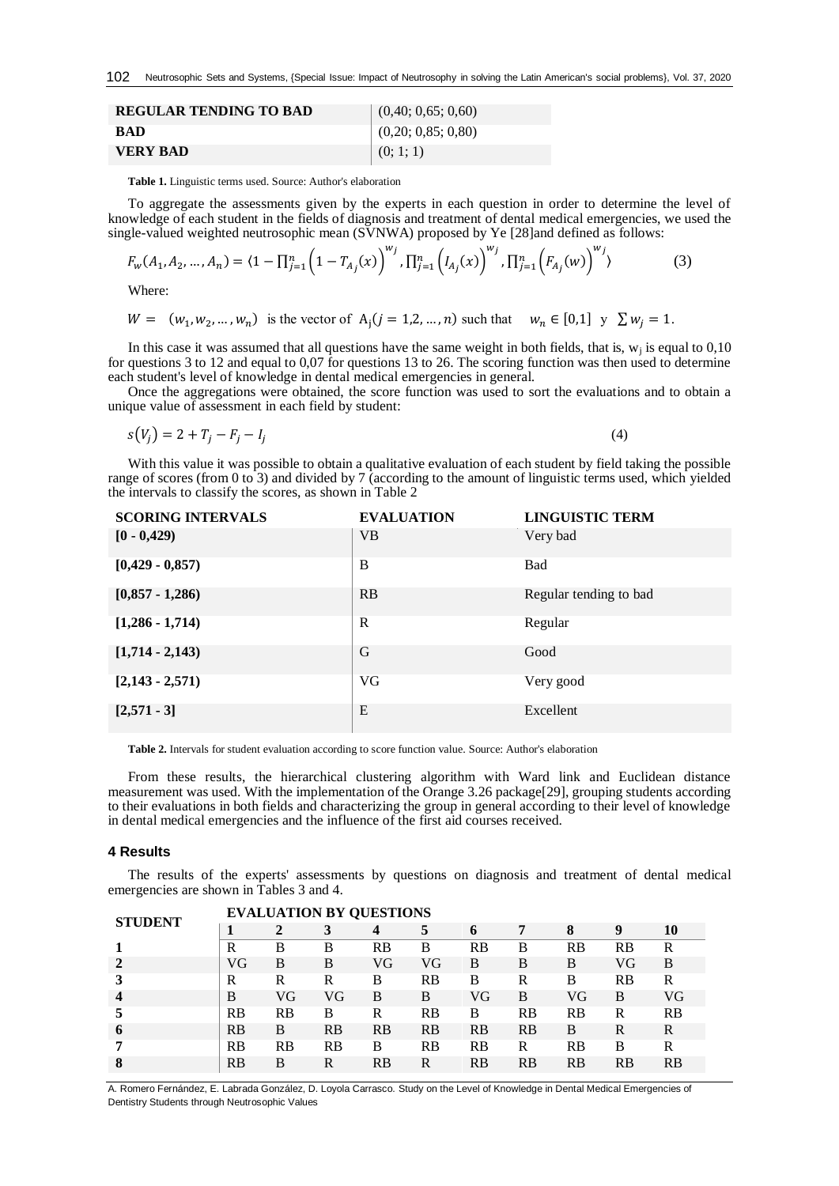| REGULAR TENDING TO BAD | (0,40; 0,65; 0,60) |
|---|---|
| BAD | (0,20; 0,85; 0,80) |
| VERY BAD | (0; 1; 1) |

**Table 1.** Linguistic terms used. Source: Author's elaboration

To aggregate the assessments given by the experts in each question in order to determine the level of knowledge of each student in the fields of diagnosis and treatment of dental medical emergencies, we used the single-valued weighted neutrosophic mean (SVNWA) proposed by Ye [28]and defined as follows:

$$F_w(A_1, A_2, \ldots, A_n) = \langle 1 - \prod_{j=1}^{n} \left(1 - T_{A_j}(x)\right)^{w_j}, \prod_{j=1}^{n} \left(I_{A_j}(x)\right)^{w_j}, \prod_{j=1}^{n} \left(F_{A_j}(w)\right)^{w_j} \rangle \quad (3)$$

Where:

$W = (w_1, w_2, \ldots, w_n)$ is the vector of $A_j (j = 1,2, \ldots, n)$ such that $w_n \in [0,1]$ y $\sum w_j = 1$.

In this case it was assumed that all questions have the same weight in both fields, that is, $w_j$ is equal to 0,10 for questions 3 to 12 and equal to 0,07 for questions 13 to 26. The scoring function was then used to determine each student's level of knowledge in dental medical emergencies in general.

Once the aggregations were obtained, the score function was used to sort the evaluations and to obtain a unique value of assessment in each field by student:

$$s(V_j) = 2 + T_j - F_j - I_j \quad (4)$$

With this value it was possible to obtain a qualitative evaluation of each student by field taking the possible range of scores (from 0 to 3) and divided by 7 (according to the amount of linguistic terms used, which yielded the intervals to classify the scores, as shown in Table 2

| SCORING INTERVALS | EVALUATION | LINGUISTIC TERM |
|---|---|---|
| [0 - 0,429) | VB | Very bad |
| [0,429 - 0,857) | B | Bad |
| [0,857 - 1,286) | RB | Regular tending to bad |
| [1,286 - 1,714) | R | Regular |
| [1,714 - 2,143) | G | Good |
| [2,143 - 2,571) | VG | Very good |
| [2,571 - 3] | E | Excellent |

**Table 2.** Intervals for student evaluation according to score function value. Source: Author's elaboration

From these results, the hierarchical clustering algorithm with Ward link and Euclidean distance measurement was used. With the implementation of the Orange 3.26 package[29], grouping students according to their evaluations in both fields and characterizing the group in general according to their level of knowledge in dental medical emergencies and the influence of the first aid courses received.

## 4 Results

The results of the experts' assessments by questions on diagnosis and treatment of dental medical emergencies are shown in Tables 3 and 4.

| STUDENT | EVALUATION BY QUESTIONS | | | | | | | | | |
|---|---|---|---|---|---|---|---|---|---|---|
| | 1 | 2 | 3 | 4 | 5 | 6 | 7 | 8 | 9 | 10 |
| 1 | R | B | B | RB | B | RB | B | RB | RB | R |
| 2 | VG | B | B | VG | VG | B | B | B | VG | B |
| 3 | R | R | R | B | RB | B | R | B | RB | R |
| 4 | B | VG | VG | B | B | VG | B | VG | B | VG |
| 5 | RB | RB | B | R | RB | B | RB | RB | R | RB |
| 6 | RB | B | RB | RB | RB | RB | RB | B | R | R |
| 7 | RB | RB | RB | B | RB | RB | R | RB | B | R |
| 8 | RB | B | R | RB | R | RB | RB | RB | RB | RB |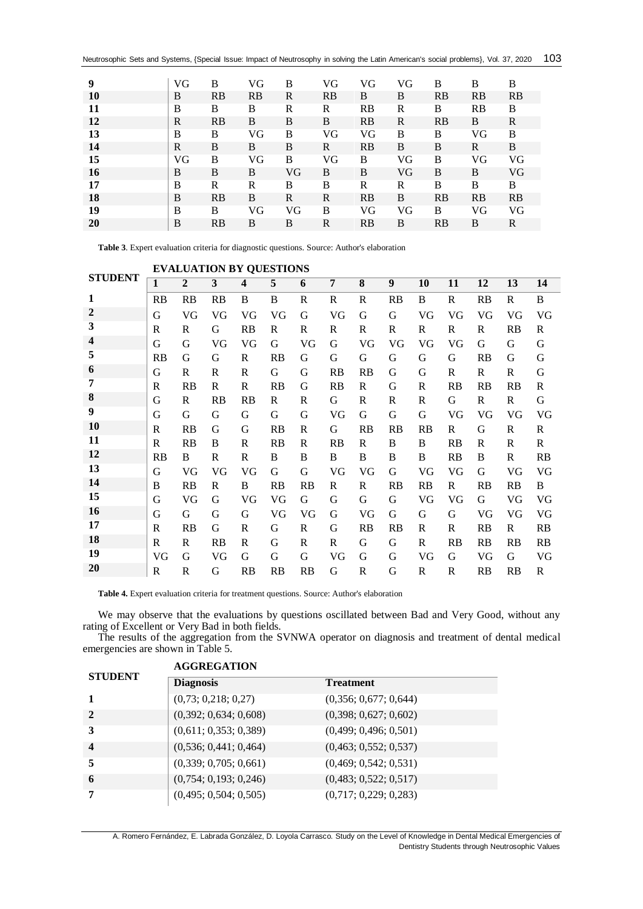| 9 | VG | B | VG | B | VG | VG | VG | B | B | B |
|---|---|---|---|---|---|---|---|---|---|---|
| 10 | B | RB | RB | R | RB | B | B | RB | RB | RB |
| 11 | B | B | B | R | R | RB | R | B | RB | B |
| 12 | R | RB | B | B | B | RB | R | RB | B | R |
| 13 | B | B | VG | B | VG | VG | B | B | VG | B |
| 14 | R | B | B | B | R | RB | B | B | R | B |
| 15 | VG | B | VG | B | VG | B | VG | B | VG | VG |
| 16 | B | B | B | VG | B | B | VG | B | B | VG |
| 17 | B | R | R | B | B | R | R | B | B | B |
| 18 | B | RB | B | R | R | RB | B | RB | RB | RB |
| 19 | B | B | VG | VG | B | VG | VG | B | VG | VG |
| 20 | B | RB | B | B | R | RB | B | RB | B | R |

**Table 3**. Expert evaluation criteria for diagnostic questions. Source: Author's elaboration

| STUDENT | EVALUATION BY QUESTIONS | | | | | | | | | | | | | |
|---|---|---|---|---|---|---|---|---|---|---|---|---|---|---|
| | 1 | 2 | 3 | 4 | 5 | 6 | 7 | 8 | 9 | 10 | 11 | 12 | 13 | 14 |
| 1 | RB | RB | RB | B | B | R | R | R | RB | B | R | RB | R | B |
| 2 | G | VG | VG | VG | VG | G | VG | G | G | VG | VG | VG | VG | VG |
| 3 | R | R | G | RB | R | R | R | R | R | R | R | R | RB | R |
| 4 | G | G | VG | VG | G | VG | G | VG | VG | VG | VG | G | G | G |
| 5 | RB | G | G | R | RB | G | G | G | G | G | G | RB | G | G |
| 6 | G | R | R | R | G | G | RB | RB | G | G | R | R | R | G |
| 7 | R | RB | R | R | RB | G | RB | R | G | R | RB | RB | RB | R |
| 8 | G | R | RB | RB | R | R | G | R | R | R | G | R | R | G |
| 9 | G | G | G | G | G | G | VG | G | G | G | VG | VG | VG | VG |
| 10 | R | RB | G | G | RB | R | G | RB | RB | RB | R | G | R | R |
| 11 | R | RB | B | R | RB | R | RB | R | B | B | RB | R | R | R |
| 12 | RB | B | R | R | B | B | B | B | B | B | RB | B | R | RB |
| 13 | G | VG | VG | VG | G | G | VG | VG | G | VG | VG | G | VG | VG |
| 14 | B | RB | R | B | RB | RB | R | R | RB | RB | R | RB | RB | B |
| 15 | G | VG | G | VG | VG | G | G | G | G | VG | VG | G | VG | VG |
| 16 | G | G | G | G | VG | VG | G | VG | G | G | G | VG | VG | VG |
| 17 | R | RB | G | R | G | R | G | RB | RB | R | R | RB | R | RB |
| 18 | R | R | RB | R | G | R | R | G | G | R | RB | RB | RB | RB |
| 19 | VG | G | VG | G | G | G | VG | G | G | VG | G | VG | G | VG |
| 20 | R | R | G | RB | RB | RB | G | R | G | R | R | RB | RB | R |

**Table 4.** Expert evaluation criteria for treatment questions. Source: Author's elaboration

We may observe that the evaluations by questions oscillated between Bad and Very Good, without any rating of Excellent or Very Bad in both fields.

The results of the aggregation from the SVNWA operator on diagnosis and treatment of dental medical emergencies are shown in Table 5.

| STUDENT | AGGREGATION | |
|---|---|---|
| | **Diagnosis** | **Treatment** |
| 1 | (0,73; 0,218; 0,27) | (0,356; 0,677; 0,644) |
| 2 | (0,392; 0,634; 0,608) | (0,398; 0,627; 0,602) |
| 3 | (0,611; 0,353; 0,389) | (0,499; 0,496; 0,501) |
| 4 | (0,536; 0,441; 0,464) | (0,463; 0,552; 0,537) |
| 5 | (0,339; 0,705; 0,661) | (0,469; 0,542; 0,531) |
| 6 | (0,754; 0,193; 0,246) | (0,483; 0,522; 0,517) |
| 7 | (0,495; 0,504; 0,505) | (0,717; 0,229; 0,283) |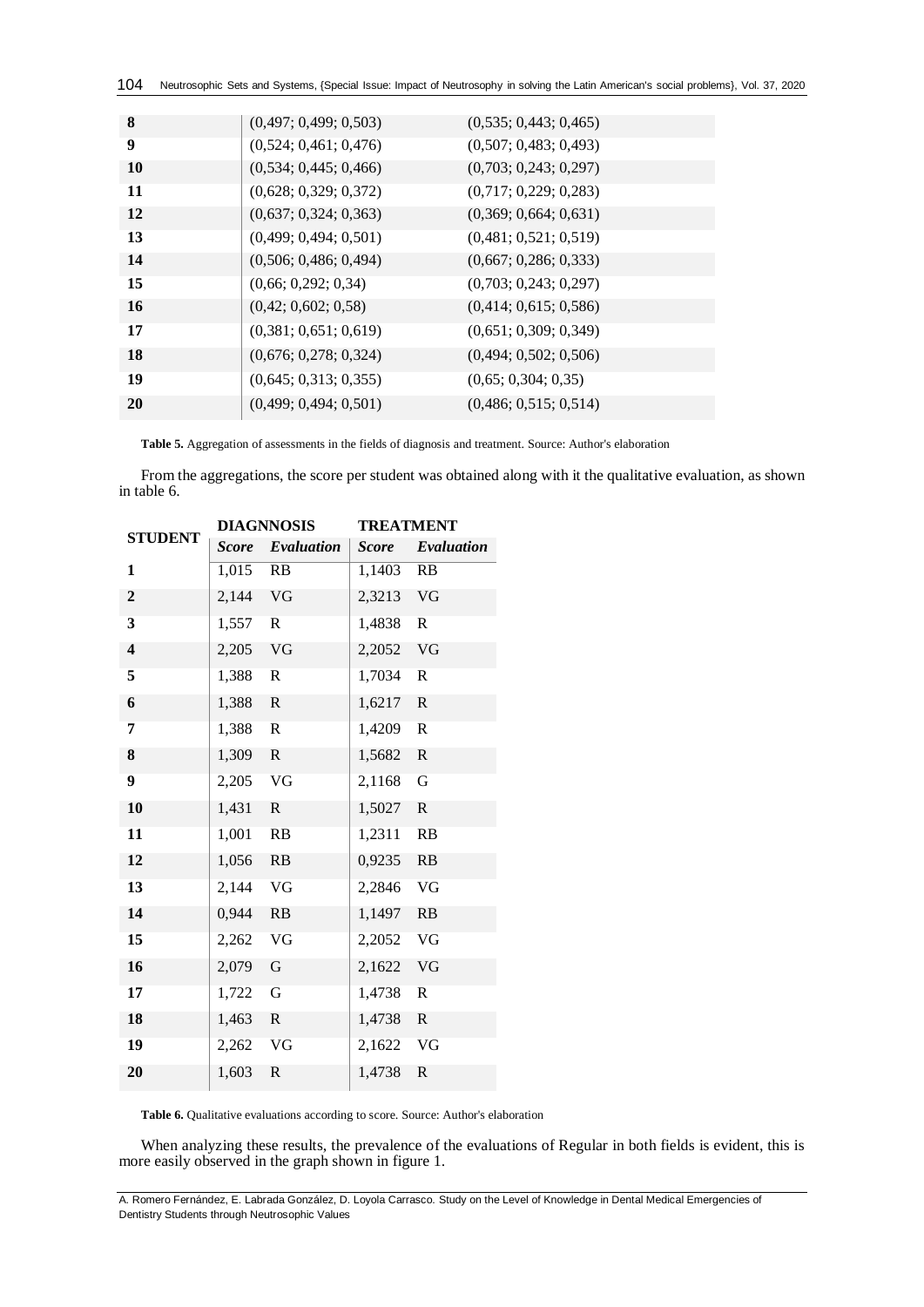| | | |
|---|---|---|
| **8** | (0,497; 0,499; 0,503) | (0,535; 0,443; 0,465) |
| **9** | (0,524; 0,461; 0,476) | (0,507; 0,483; 0,493) |
| **10** | (0,534; 0,445; 0,466) | (0,703; 0,243; 0,297) |
| **11** | (0,628; 0,329; 0,372) | (0,717; 0,229; 0,283) |
| **12** | (0,637; 0,324; 0,363) | (0,369; 0,664; 0,631) |
| **13** | (0,499; 0,494; 0,501) | (0,481; 0,521; 0,519) |
| **14** | (0,506; 0,486; 0,494) | (0,667; 0,286; 0,333) |
| **15** | (0,66; 0,292; 0,34) | (0,703; 0,243; 0,297) |
| **16** | (0,42; 0,602; 0,58) | (0,414; 0,615; 0,586) |
| **17** | (0,381; 0,651; 0,619) | (0,651; 0,309; 0,349) |
| **18** | (0,676; 0,278; 0,324) | (0,494; 0,502; 0,506) |
| **19** | (0,645; 0,313; 0,355) | (0,65; 0,304; 0,35) |
| **20** | (0,499; 0,494; 0,501) | (0,486; 0,515; 0,514) |

**Table 5.** Aggregation of assessments in the fields of diagnosis and treatment. Source: Author's elaboration

From the aggregations, the score per student was obtained along with it the qualitative evaluation, as shown in table 6.

| **STUDENT** | **DIAGNNOSIS** | | **TREATMENT** | |
|---|---|---|---|---|
| | ***Score*** | ***Evaluation*** | ***Score*** | ***Evaluation*** |
| **1** | 1,015 | RB | 1,1403 | RB |
| **2** | 2,144 | VG | 2,3213 | VG |
| **3** | 1,557 | R | 1,4838 | R |
| **4** | 2,205 | VG | 2,2052 | VG |
| **5** | 1,388 | R | 1,7034 | R |
| **6** | 1,388 | R | 1,6217 | R |
| **7** | 1,388 | R | 1,4209 | R |
| **8** | 1,309 | R | 1,5682 | R |
| **9** | 2,205 | VG | 2,1168 | G |
| **10** | 1,431 | R | 1,5027 | R |
| **11** | 1,001 | RB | 1,2311 | RB |
| **12** | 1,056 | RB | 0,9235 | RB |
| **13** | 2,144 | VG | 2,2846 | VG |
| **14** | 0,944 | RB | 1,1497 | RB |
| **15** | 2,262 | VG | 2,2052 | VG |
| **16** | 2,079 | G | 2,1622 | VG |
| **17** | 1,722 | G | 1,4738 | R |
| **18** | 1,463 | R | 1,4738 | R |
| **19** | 2,262 | VG | 2,1622 | VG |
| **20** | 1,603 | R | 1,4738 | R |

**Table 6.** Qualitative evaluations according to score. Source: Author's elaboration

When analyzing these results, the prevalence of the evaluations of Regular in both fields is evident, this is more easily observed in the graph shown in figure 1.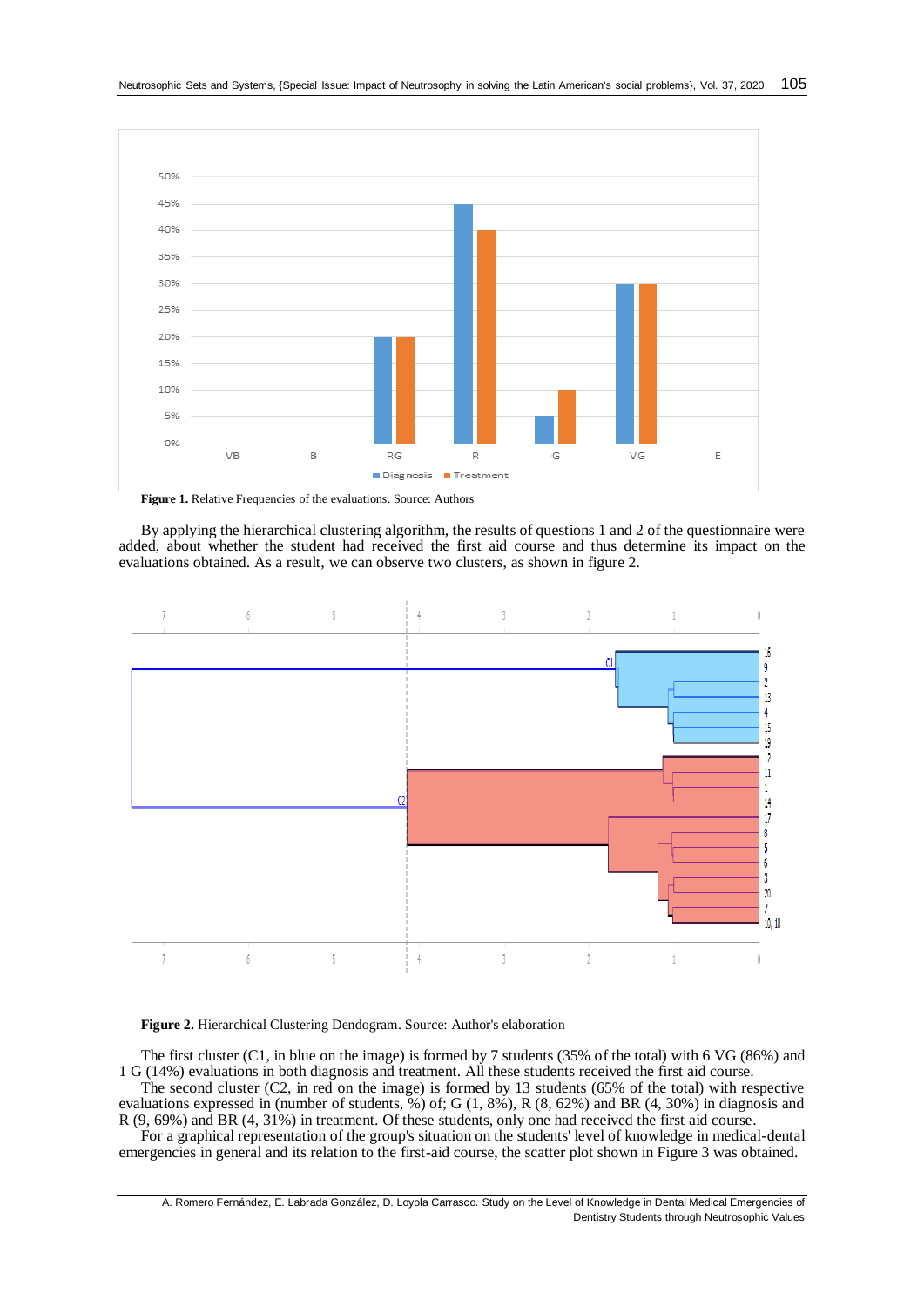**Figure 1.** Relative Frequencies of the evaluations. Source: Authors

By applying the hierarchical clustering algorithm, the results of questions 1 and 2 of the questionnaire were added, about whether the student had received the first aid course and thus determine its impact on the evaluations obtained. As a result, we can observe two clusters, as shown in figure 2.

**Figure 2.** Hierarchical Clustering Dendogram. Source: Author's elaboration

The first cluster (C1, in blue on the image) is formed by 7 students (35% of the total) with 6 VG (86%) and 1 G (14%) evaluations in both diagnosis and treatment. All these students received the first aid course.

The second cluster (C2, in red on the image) is formed by 13 students (65% of the total) with respective evaluations expressed in (number of students, %) of; G (1, 8%), R (8, 62%) and BR (4, 30%) in diagnosis and R (9, 69%) and BR (4, 31%) in treatment. Of these students, only one had received the first aid course.

For a graphical representation of the group's situation on the students' level of knowledge in medical-dental emergencies in general and its relation to the first-aid course, the scatter plot shown in Figure 3 was obtained.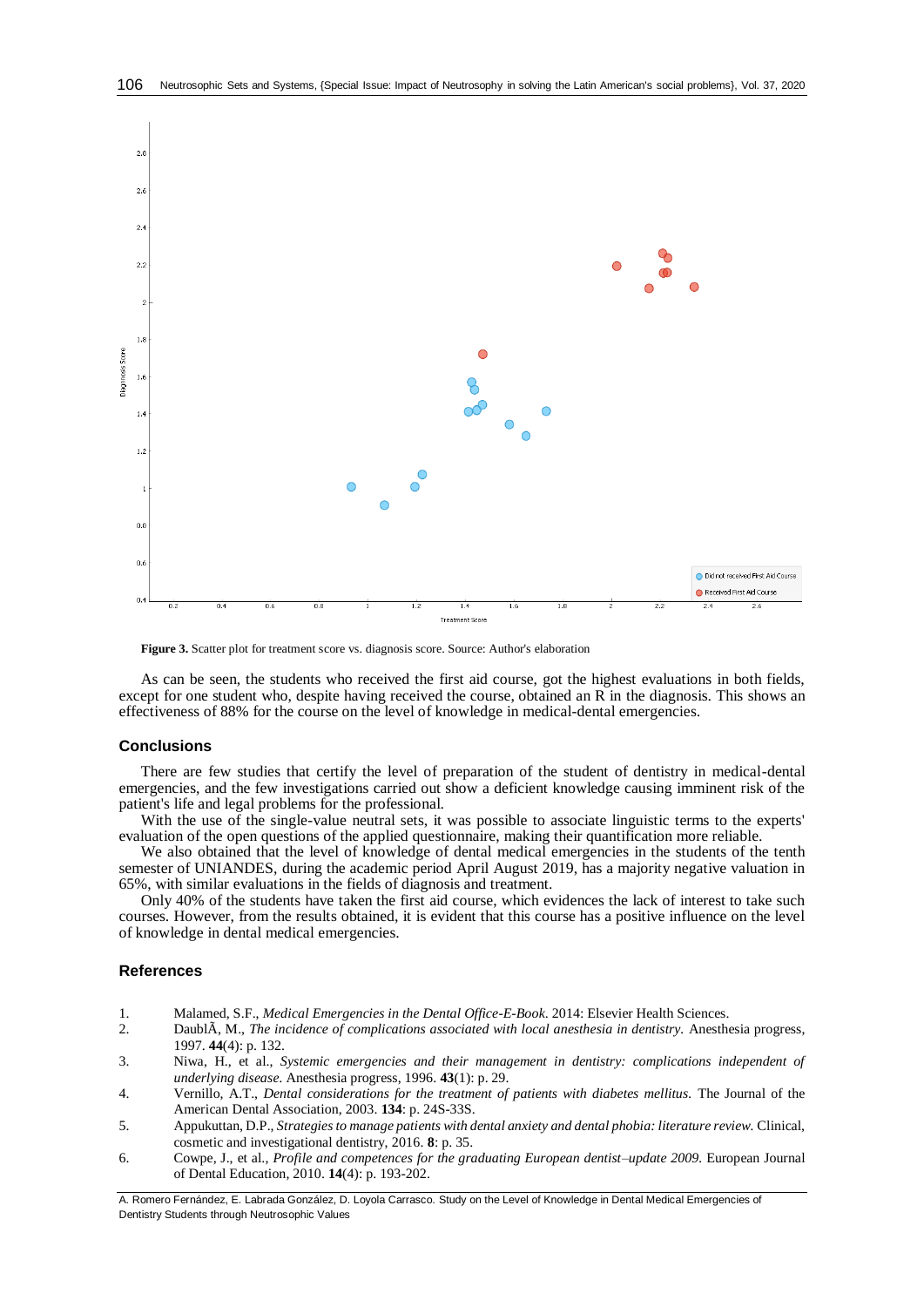**Figure 3.** Scatter plot for treatment score vs. diagnosis score. Source: Author's elaboration

As can be seen, the students who received the first aid course, got the highest evaluations in both fields, except for one student who, despite having received the course, obtained an R in the diagnosis. This shows an effectiveness of 88% for the course on the level of knowledge in medical-dental emergencies.

## Conclusions

There are few studies that certify the level of preparation of the student of dentistry in medical-dental emergencies, and the few investigations carried out show a deficient knowledge causing imminent risk of the patient's life and legal problems for the professional.

With the use of the single-value neutral sets, it was possible to associate linguistic terms to the experts' evaluation of the open questions of the applied questionnaire, making their quantification more reliable.

We also obtained that the level of knowledge of dental medical emergencies in the students of the tenth semester of UNIANDES, during the academic period April August 2019, has a majority negative valuation in 65%, with similar evaluations in the fields of diagnosis and treatment.

Only 40% of the students have taken the first aid course, which evidences the lack of interest to take such courses. However, from the results obtained, it is evident that this course has a positive influence on the level of knowledge in dental medical emergencies.

## References

1. Malamed, S.F., *Medical Emergencies in the Dental Office-E-Book*. 2014: Elsevier Health Sciences.
2. DaublÃ, M., *The incidence of complications associated with local anesthesia in dentistry.* Anesthesia progress, 1997. **44**(4): p. 132.
3. Niwa, H., et al., *Systemic emergencies and their management in dentistry: complications independent of underlying disease.* Anesthesia progress, 1996. **43**(1): p. 29.
4. Vernillo, A.T., *Dental considerations for the treatment of patients with diabetes mellitus.* The Journal of the American Dental Association, 2003. **134**: p. 24S-33S.
5. Appukuttan, D.P., *Strategies to manage patients with dental anxiety and dental phobia: literature review.* Clinical, cosmetic and investigational dentistry, 2016. **8**: p. 35.
6. Cowpe, J., et al., *Profile and competences for the graduating European dentist–update 2009.* European Journal of Dental Education, 2010. **14**(4): p. 193-202.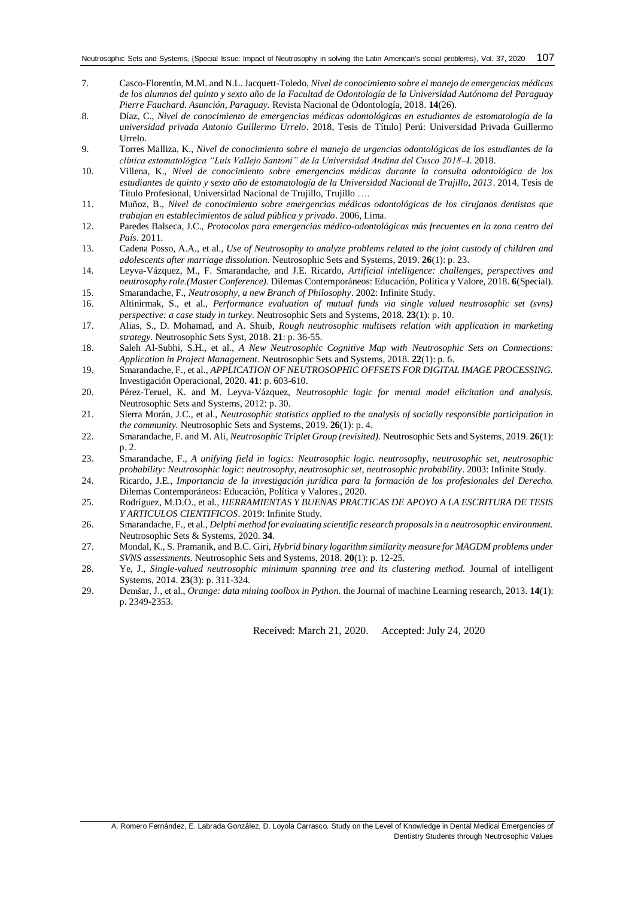7. Casco-Florentín, M.M. and N.L. Jacquett-Toledo, *Nivel de conocimiento sobre el manejo de emergencias médicas de los alumnos del quinto y sexto año de la Facultad de Odontología de la Universidad Autónoma del Paraguay Pierre Fauchard. Asunción, Paraguay.* Revista Nacional de Odontología, 2018. **14**(26).
8. Díaz, C., *Nivel de conocimiento de emergencias médicas odontológicas en estudiantes de estomatología de la universidad privada Antonio Guillermo Urrelo*. 2018, Tesis de Título] Perú: Universidad Privada Guillermo Urrelo.
9. Torres Malliza, K., *Nivel de conocimiento sobre el manejo de urgencias odontológicas de los estudiantes de la clínica estomatológica "Luis Vallejo Santoni" de la Universidad Andina del Cusco 2018–I.* 2018.
10. Villena, K., *Nivel de conocimiento sobre emergencias médicas durante la consulta odontológica de los estudiantes de quinto y sexto año de estomatología de la Universidad Nacional de Trujillo, 2013*. 2014, Tesis de Título Profesional, Universidad Nacional de Trujillo, Trujillo ….
11. Muñoz, B., *Nivel de conocimiento sobre emergencias médicas odontológicas de los cirujanos dentistas que trabajan en establecimientos de salud pública y privado*. 2006, Lima.
12. Paredes Balseca, J.C., *Protocolos para emergencias médico-odontológicas más frecuentes en la zona centro del País*. 2011.
13. Cadena Posso, A.A., et al., *Use of Neutrosophy to analyze problems related to the joint custody of children and adolescents after marriage dissolution.* Neutrosophic Sets and Systems, 2019. **26**(1): p. 23.
14. Leyva-Vázquez, M., F. Smarandache, and J.E. Ricardo, *Artificial intelligence: challenges, perspectives and neutrosophy role.(Master Conference)*. Dilemas Contemporáneos: Educación, Política y Valore, 2018. **6**(Special).
15. Smarandache, F., *Neutrosophy, a new Branch of Philosophy*. 2002: Infinite Study.
16. Altinirmak, S., et al., *Performance evaluation of mutual funds via single valued neutrosophic set (svns) perspective: a case study in turkey.* Neutrosophic Sets and Systems, 2018. **23**(1): p. 10.
17. Alias, S., D. Mohamad, and A. Shuib, *Rough neutrosophic multisets relation with application in marketing strategy.* Neutrosophic Sets Syst, 2018. **21**: p. 36-55.
18. Saleh Al-Subhi, S.H., et al., *A New Neutrosophic Cognitive Map with Neutrosophic Sets on Connections: Application in Project Management.* Neutrosophic Sets and Systems, 2018. **22**(1): p. 6.
19. Smarandache, F., et al., *APPLICATION OF NEUTROSOPHIC OFFSETS FOR DIGITAL IMAGE PROCESSING.* Investigación Operacional, 2020. **41**: p. 603-610.
20. Pérez-Teruel, K. and M. Leyva-Vázquez, *Neutrosophic logic for mental model elicitation and analysis.* Neutrosophic Sets and Systems, 2012: p. 30.
21. Sierra Morán, J.C., et al., *Neutrosophic statistics applied to the analysis of socially responsible participation in the community.* Neutrosophic Sets and Systems, 2019. **26**(1): p. 4.
22. Smarandache, F. and M. Ali, *Neutrosophic Triplet Group (revisited).* Neutrosophic Sets and Systems, 2019. **26**(1): p. 2.
23. Smarandache, F., *A unifying field in logics: Neutrosophic logic. neutrosophy, neutrosophic set, neutrosophic probability: Neutrosophic logic: neutrosophy, neutrosophic set, neutrosophic probability*. 2003: Infinite Study.
24. Ricardo, J.E., *Importancia de la investigación jurídica para la formación de los profesionales del Derecho.* Dilemas Contemporáneos: Educación, Política y Valores., 2020.
25. Rodríguez, M.D.O., et al., *HERRAMIENTAS Y BUENAS PRACTICAS DE APOYO A LA ESCRITURA DE TESIS Y ARTICULOS CIENTIFICOS*. 2019: Infinite Study.
26. Smarandache, F., et al., *Delphi method for evaluating scientific research proposals in a neutrosophic environment.* Neutrosophic Sets & Systems, 2020. **34**.
27. Mondal, K., S. Pramanik, and B.C. Giri, *Hybrid binary logarithm similarity measure for MAGDM problems under SVNS assessments.* Neutrosophic Sets and Systems, 2018. **20**(1): p. 12-25.
28. Ye, J., *Single-valued neutrosophic minimum spanning tree and its clustering method.* Journal of intelligent Systems, 2014. **23**(3): p. 311-324.
29. Demšar, J., et al., *Orange: data mining toolbox in Python.* the Journal of machine Learning research, 2013. **14**(1): p. 2349-2353.

Received: March 21, 2020. Accepted: July 24, 2020